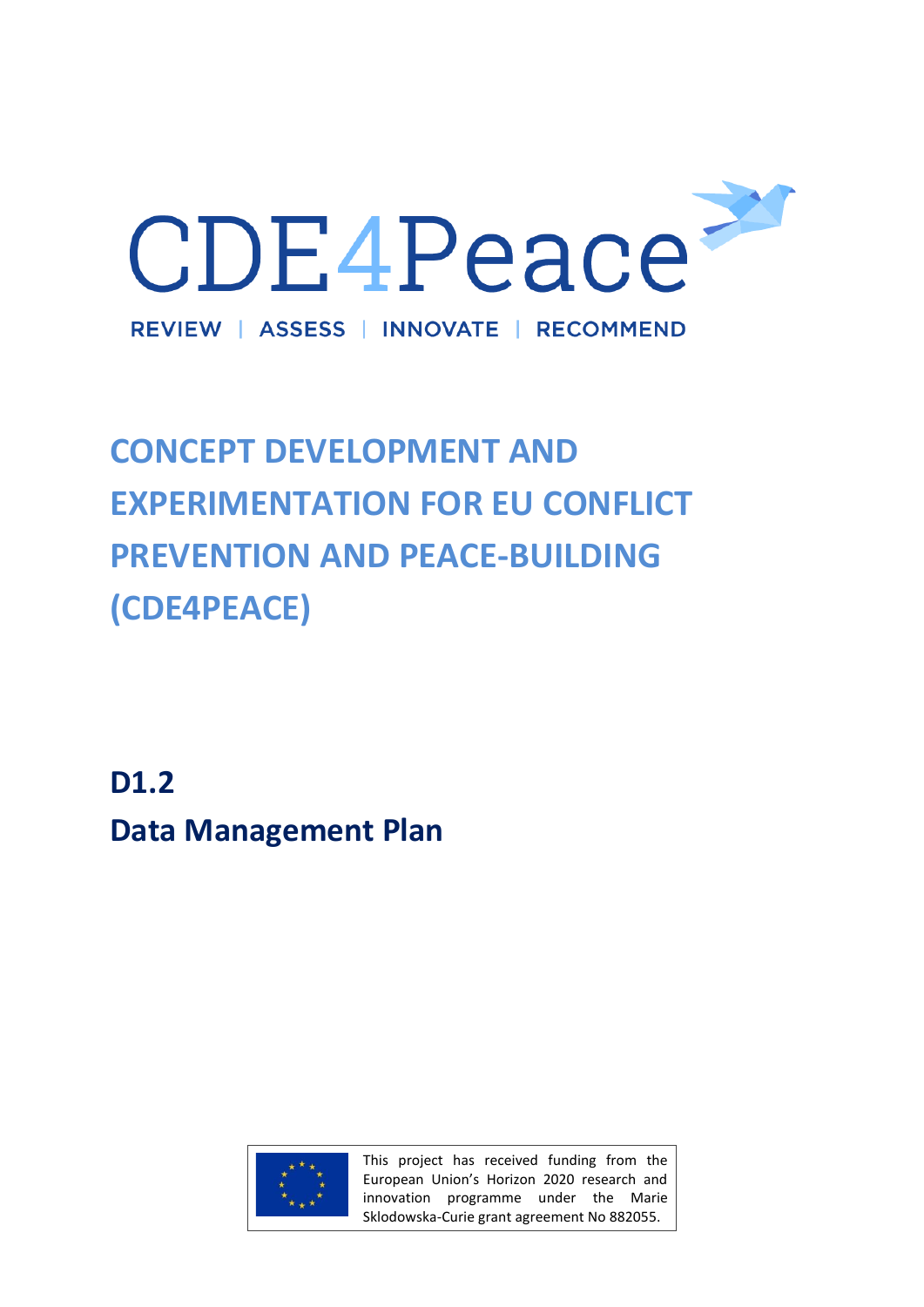# CDE4Peace

REVIEW | ASSESS | INNOVATE | RECOMMEND

# CONCEPT DEVELOPMENT AND EXPERIMENTATION FOR EU CONFLICT PREVENTION AND PEACE-BUILDING (CDE4PEACE)

## D1.2
## Data Management Plan

This project has received funding from the European Union's Horizon 2020 research and innovation programme under the Marie Sklodowska-Curie grant agreement No 882055.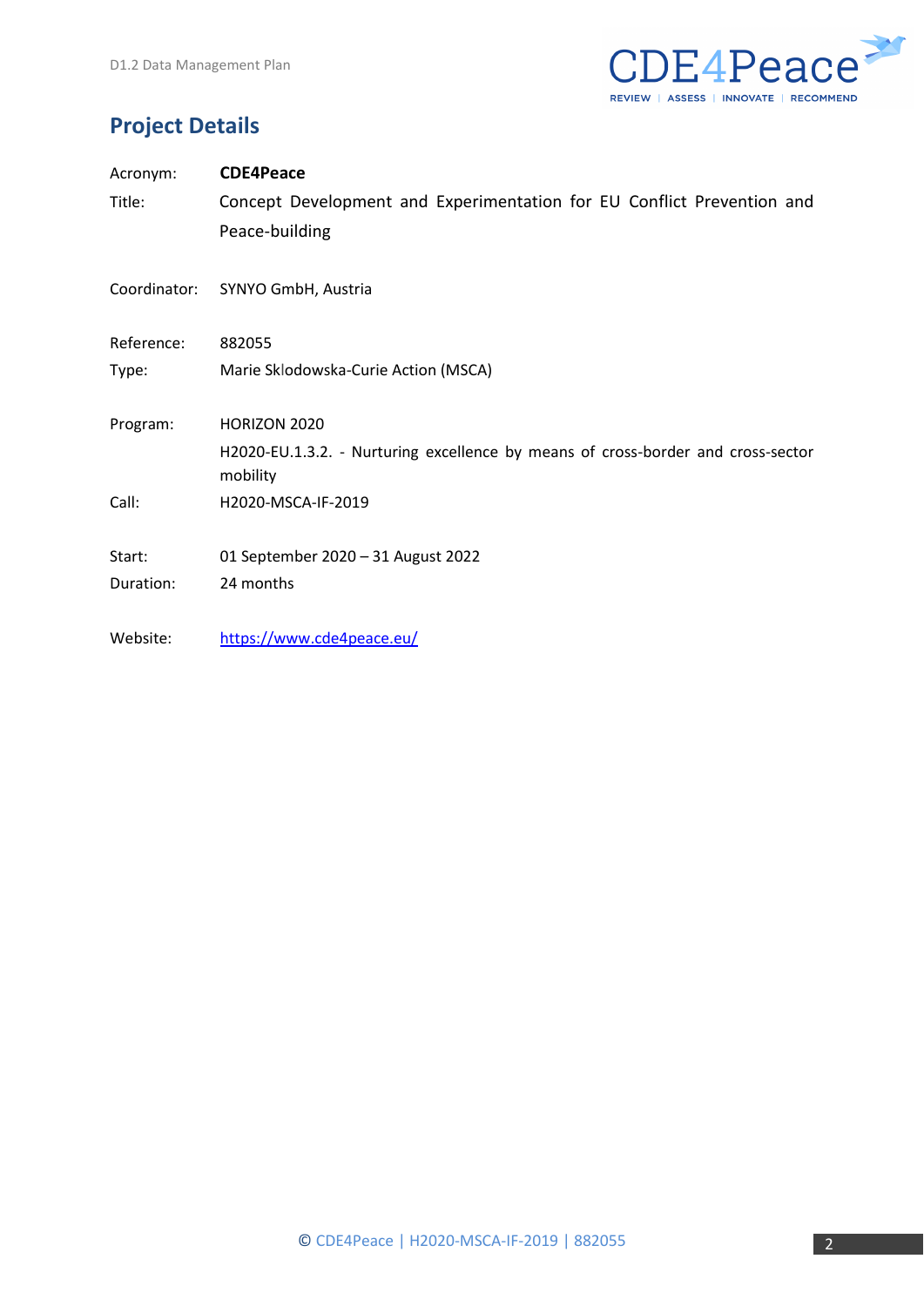## Project Details

| | |
|---|---|
| Acronym: | **CDE4Peace** |
| Title: | Concept Development and Experimentation for EU Conflict Prevention and Peace-building |
| Coordinator: | SYNYO GmbH, Austria |
| Reference: | 882055 |
| Type: | Marie Sklodowska-Curie Action (MSCA) |
| Program: | HORIZON 2020<br>H2020-EU.1.3.2. - Nurturing excellence by means of cross-border and cross-sector mobility |
| Call: | H2020-MSCA-IF-2019 |
| Start: | 01 September 2020 – 31 August 2022 |
| Duration: | 24 months |
| Website: | https://www.cde4peace.eu/ |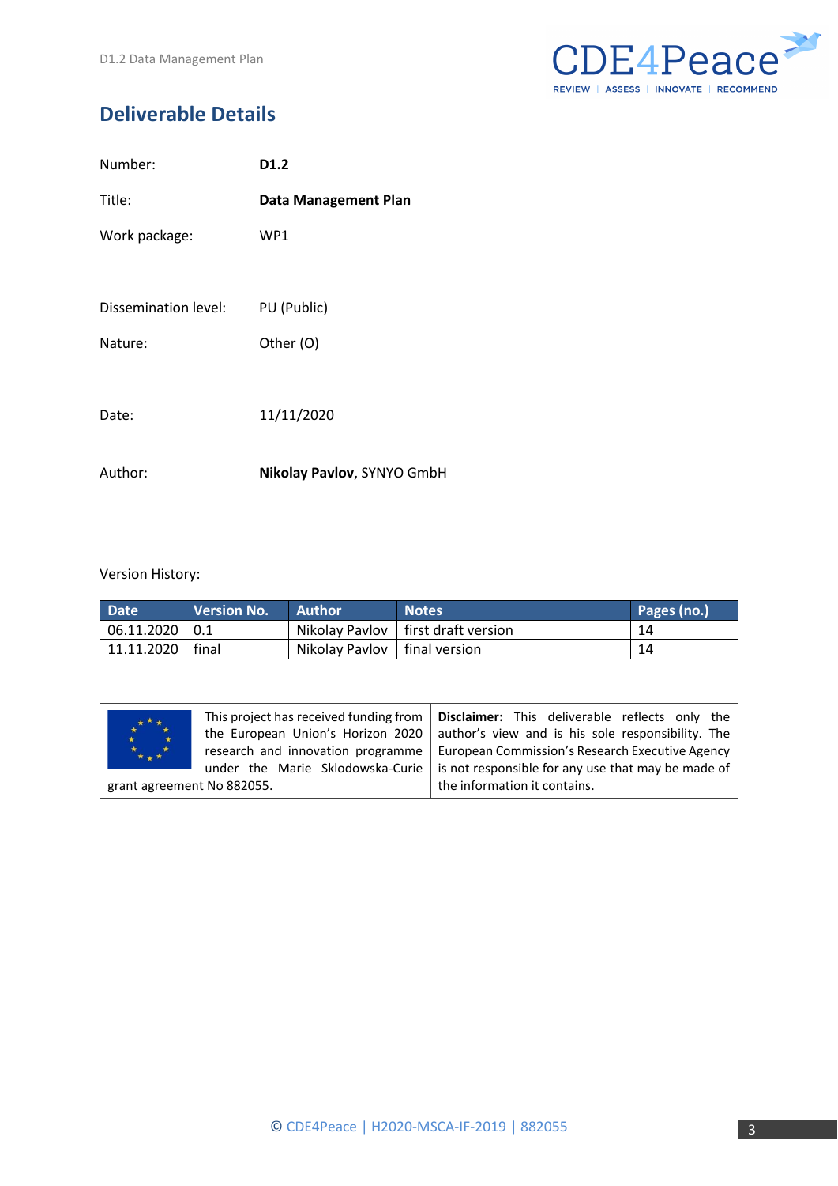# Deliverable Details

| | |
|---|---|
| Number: | **D1.2** |
| Title: | **Data Management Plan** |
| Work package: | WP1 |
| Dissemination level: | PU (Public) |
| Nature: | Other (O) |
| Date: | 11/11/2020 |
| Author: | **Nikolay Pavlov**, SYNYO GmbH |

Version History:

| Date | Version No. | Author | Notes | Pages (no.) |
|---|---|---|---|---|
| 06.11.2020 | 0.1 | Nikolay Pavlov | first draft version | 14 |
| 11.11.2020 | final | Nikolay Pavlov | final version | 14 |

| | |
|---|---|
| This project has received funding from the European Union's Horizon 2020 research and innovation programme under the Marie Sklodowska-Curie grant agreement No 882055. | **Disclaimer:** This deliverable reflects only the author's view and is his sole responsibility. The European Commission's Research Executive Agency is not responsible for any use that may be made of the information it contains. |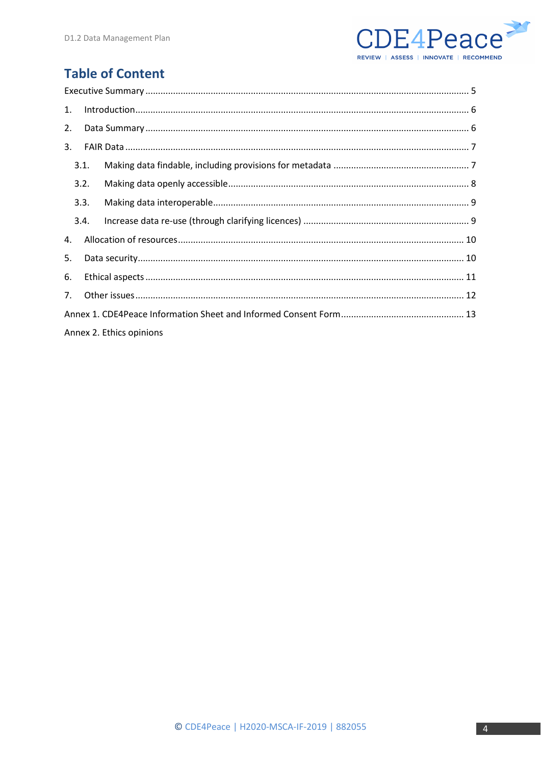# Table of Content

Executive Summary ........................................................................................................................ 5

1. Introduction ............................................................................................................................ 6

2. Data Summary ........................................................................................................................ 6

3. FAIR Data ................................................................................................................................ 7

   3.1. Making data findable, including provisions for metadata ..................................................... 7

   3.2. Making data openly accessible ............................................................................................. 8

   3.3. Making data interoperable .................................................................................................... 9

   3.4. Increase data re-use (through clarifying licences) ................................................................. 9

4. Allocation of resources ......................................................................................................... 10

5. Data security ......................................................................................................................... 10

6. Ethical aspects ...................................................................................................................... 11

7. Other issues .......................................................................................................................... 12

Annex 1. CDE4Peace Information Sheet and Informed Consent Form ................................................ 13

Annex 2. Ethics opinions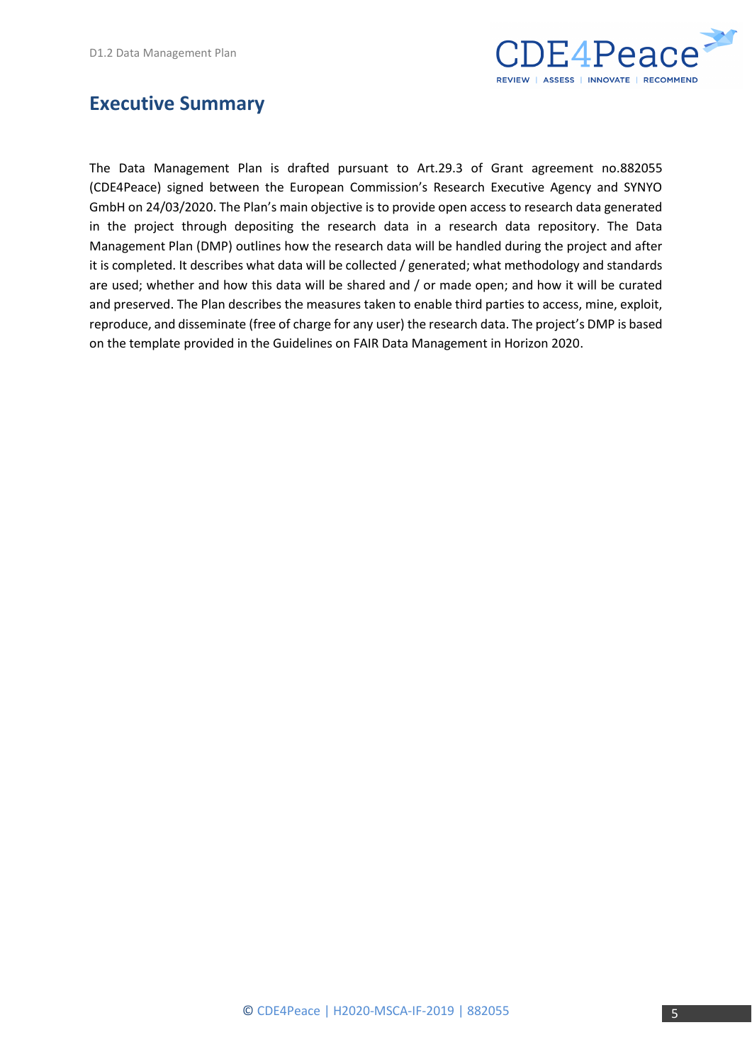# Executive Summary

The Data Management Plan is drafted pursuant to Art.29.3 of Grant agreement no.882055 (CDE4Peace) signed between the European Commission's Research Executive Agency and SYNYO GmbH on 24/03/2020. The Plan's main objective is to provide open access to research data generated in the project through depositing the research data in a research data repository. The Data Management Plan (DMP) outlines how the research data will be handled during the project and after it is completed. It describes what data will be collected / generated; what methodology and standards are used; whether and how this data will be shared and / or made open; and how it will be curated and preserved. The Plan describes the measures taken to enable third parties to access, mine, exploit, reproduce, and disseminate (free of charge for any user) the research data. The project's DMP is based on the template provided in the Guidelines on FAIR Data Management in Horizon 2020.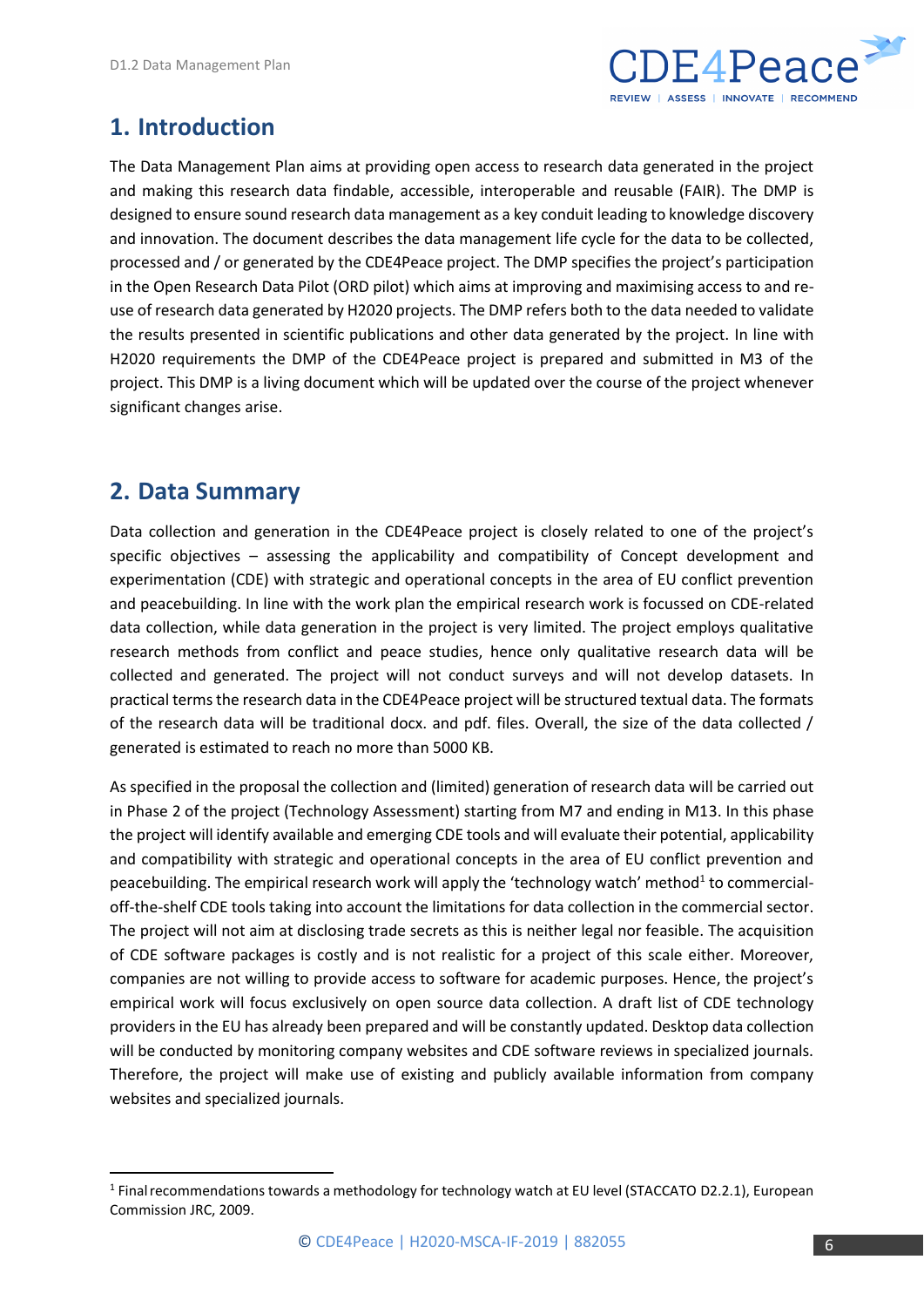## 1. Introduction

The Data Management Plan aims at providing open access to research data generated in the project and making this research data findable, accessible, interoperable and reusable (FAIR). The DMP is designed to ensure sound research data management as a key conduit leading to knowledge discovery and innovation. The document describes the data management life cycle for the data to be collected, processed and / or generated by the CDE4Peace project. The DMP specifies the project's participation in the Open Research Data Pilot (ORD pilot) which aims at improving and maximising access to and re-use of research data generated by H2020 projects. The DMP refers both to the data needed to validate the results presented in scientific publications and other data generated by the project. In line with H2020 requirements the DMP of the CDE4Peace project is prepared and submitted in M3 of the project. This DMP is a living document which will be updated over the course of the project whenever significant changes arise.

## 2. Data Summary

Data collection and generation in the CDE4Peace project is closely related to one of the project's specific objectives – assessing the applicability and compatibility of Concept development and experimentation (CDE) with strategic and operational concepts in the area of EU conflict prevention and peacebuilding. In line with the work plan the empirical research work is focussed on CDE-related data collection, while data generation in the project is very limited. The project employs qualitative research methods from conflict and peace studies, hence only qualitative research data will be collected and generated. The project will not conduct surveys and will not develop datasets. In practical terms the research data in the CDE4Peace project will be structured textual data. The formats of the research data will be traditional docx. and pdf. files. Overall, the size of the data collected / generated is estimated to reach no more than 5000 KB.

As specified in the proposal the collection and (limited) generation of research data will be carried out in Phase 2 of the project (Technology Assessment) starting from M7 and ending in M13. In this phase the project will identify available and emerging CDE tools and will evaluate their potential, applicability and compatibility with strategic and operational concepts in the area of EU conflict prevention and peacebuilding. The empirical research work will apply the 'technology watch' method[1] to commercial-off-the-shelf CDE tools taking into account the limitations for data collection in the commercial sector. The project will not aim at disclosing trade secrets as this is neither legal nor feasible. The acquisition of CDE software packages is costly and is not realistic for a project of this scale either. Moreover, companies are not willing to provide access to software for academic purposes. Hence, the project's empirical work will focus exclusively on open source data collection. A draft list of CDE technology providers in the EU has already been prepared and will be constantly updated. Desktop data collection will be conducted by monitoring company websites and CDE software reviews in specialized journals. Therefore, the project will make use of existing and publicly available information from company websites and specialized journals.

---

[1] Final recommendations towards a methodology for technology watch at EU level (STACCATO D2.2.1), European Commission JRC, 2009.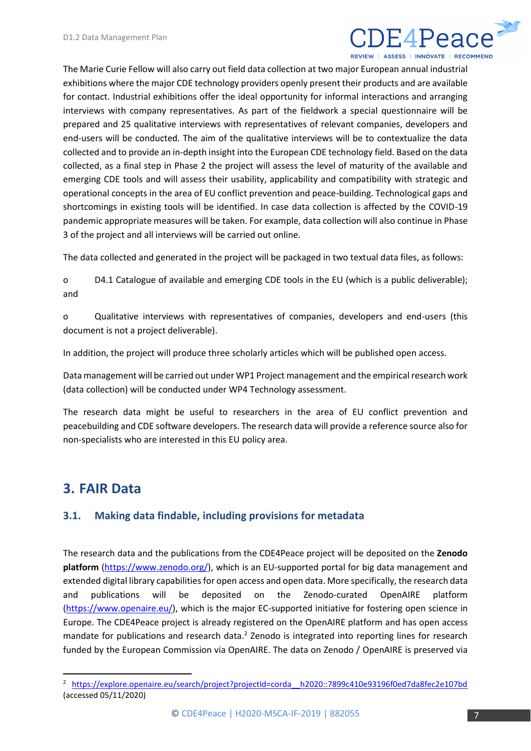The Marie Curie Fellow will also carry out field data collection at two major European annual industrial exhibitions where the major CDE technology providers openly present their products and are available for contact. Industrial exhibitions offer the ideal opportunity for informal interactions and arranging interviews with company representatives. As part of the fieldwork a special questionnaire will be prepared and 25 qualitative interviews with representatives of relevant companies, developers and end-users will be conducted. The aim of the qualitative interviews will be to contextualize the data collected and to provide an in-depth insight into the European CDE technology field. Based on the data collected, as a final step in Phase 2 the project will assess the level of maturity of the available and emerging CDE tools and will assess their usability, applicability and compatibility with strategic and operational concepts in the area of EU conflict prevention and peace-building. Technological gaps and shortcomings in existing tools will be identified. In case data collection is affected by the COVID-19 pandemic appropriate measures will be taken. For example, data collection will also continue in Phase 3 of the project and all interviews will be carried out online.

The data collected and generated in the project will be packaged in two textual data files, as follows:

- D4.1 Catalogue of available and emerging CDE tools in the EU (which is a public deliverable); and
- Qualitative interviews with representatives of companies, developers and end-users (this document is not a project deliverable).

In addition, the project will produce three scholarly articles which will be published open access.

Data management will be carried out under WP1 Project management and the empirical research work (data collection) will be conducted under WP4 Technology assessment.

The research data might be useful to researchers in the area of EU conflict prevention and peacebuilding and CDE software developers. The research data will provide a reference source also for non-specialists who are interested in this EU policy area.

## 3. FAIR Data

### 3.1. Making data findable, including provisions for metadata

The research data and the publications from the CDE4Peace project will be deposited on the **Zenodo platform** (https://www.zenodo.org/), which is an EU-supported portal for big data management and extended digital library capabilities for open access and open data. More specifically, the research data and publications will be deposited on the Zenodo-curated OpenAIRE platform (https://www.openaire.eu/), which is the major EC-supported initiative for fostering open science in Europe. The CDE4Peace project is already registered on the OpenAIRE platform and has open access mandate for publications and research data.[2] Zenodo is integrated into reporting lines for research funded by the European Commission via OpenAIRE. The data on Zenodo / OpenAIRE is preserved via

[2] https://explore.openaire.eu/search/project?projectId=corda__h2020::7899c410e93196f0ed7da8fec2e107bd (accessed 05/11/2020)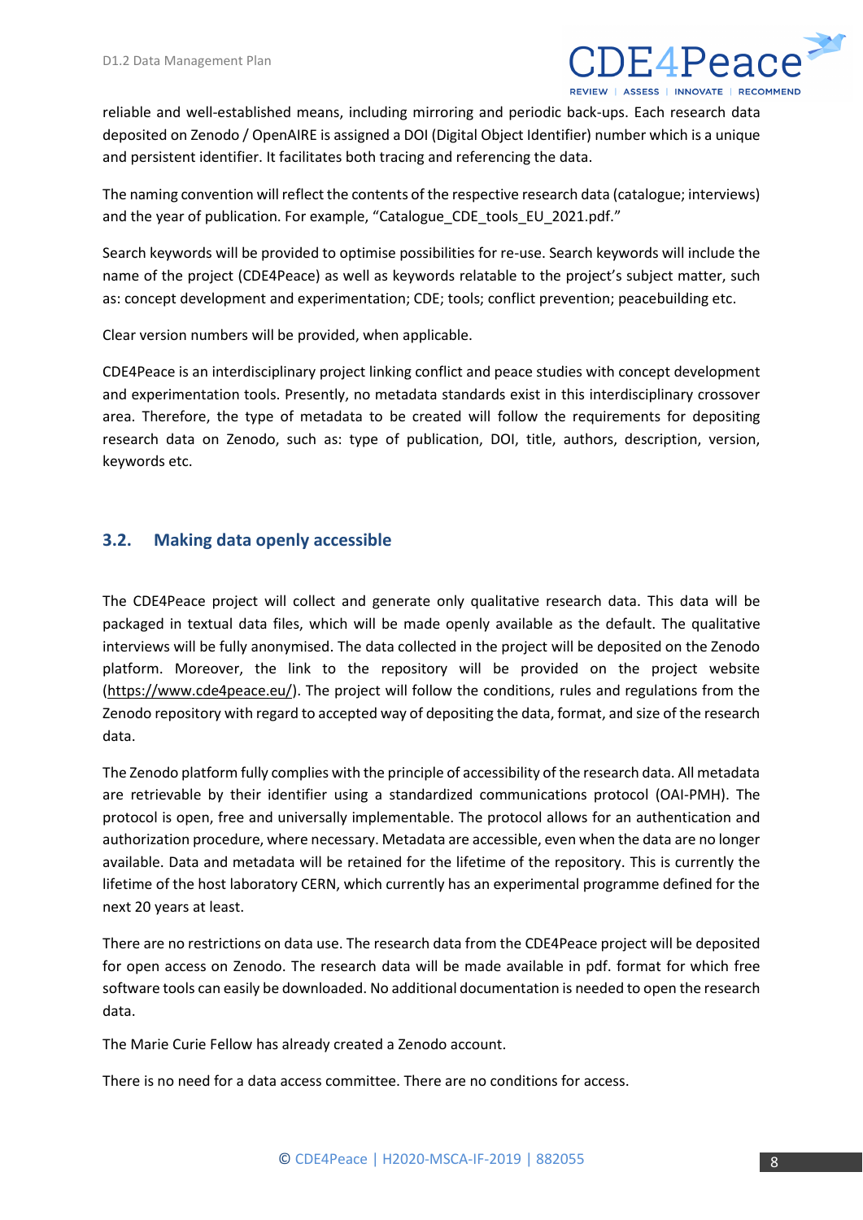reliable and well-established means, including mirroring and periodic back-ups. Each research data deposited on Zenodo / OpenAIRE is assigned a DOI (Digital Object Identifier) number which is a unique and persistent identifier. It facilitates both tracing and referencing the data.

The naming convention will reflect the contents of the respective research data (catalogue; interviews) and the year of publication. For example, "Catalogue_CDE_tools_EU_2021.pdf."

Search keywords will be provided to optimise possibilities for re-use. Search keywords will include the name of the project (CDE4Peace) as well as keywords relatable to the project's subject matter, such as: concept development and experimentation; CDE; tools; conflict prevention; peacebuilding etc.

Clear version numbers will be provided, when applicable.

CDE4Peace is an interdisciplinary project linking conflict and peace studies with concept development and experimentation tools. Presently, no metadata standards exist in this interdisciplinary crossover area. Therefore, the type of metadata to be created will follow the requirements for depositing research data on Zenodo, such as: type of publication, DOI, title, authors, description, version, keywords etc.

## 3.2. Making data openly accessible

The CDE4Peace project will collect and generate only qualitative research data. This data will be packaged in textual data files, which will be made openly available as the default. The qualitative interviews will be fully anonymised. The data collected in the project will be deposited on the Zenodo platform. Moreover, the link to the repository will be provided on the project website (https://www.cde4peace.eu/). The project will follow the conditions, rules and regulations from the Zenodo repository with regard to accepted way of depositing the data, format, and size of the research data.

The Zenodo platform fully complies with the principle of accessibility of the research data. All metadata are retrievable by their identifier using a standardized communications protocol (OAI-PMH). The protocol is open, free and universally implementable. The protocol allows for an authentication and authorization procedure, where necessary. Metadata are accessible, even when the data are no longer available. Data and metadata will be retained for the lifetime of the repository. This is currently the lifetime of the host laboratory CERN, which currently has an experimental programme defined for the next 20 years at least.

There are no restrictions on data use. The research data from the CDE4Peace project will be deposited for open access on Zenodo. The research data will be made available in pdf. format for which free software tools can easily be downloaded. No additional documentation is needed to open the research data.

The Marie Curie Fellow has already created a Zenodo account.

There is no need for a data access committee. There are no conditions for access.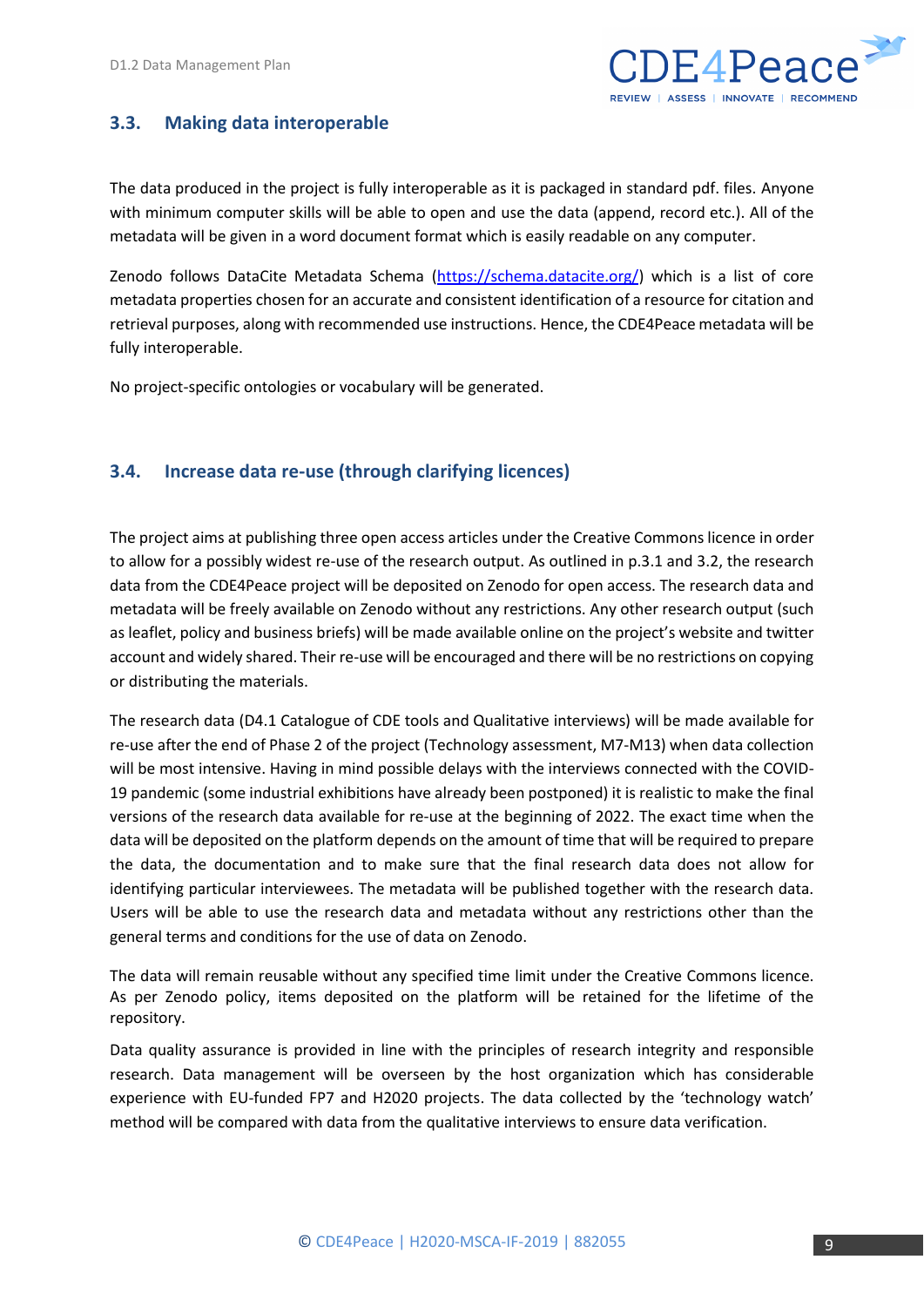### 3.3. Making data interoperable

The data produced in the project is fully interoperable as it is packaged in standard pdf. files. Anyone with minimum computer skills will be able to open and use the data (append, record etc.). All of the metadata will be given in a word document format which is easily readable on any computer.

Zenodo follows DataCite Metadata Schema (https://schema.datacite.org/) which is a list of core metadata properties chosen for an accurate and consistent identification of a resource for citation and retrieval purposes, along with recommended use instructions. Hence, the CDE4Peace metadata will be fully interoperable.

No project-specific ontologies or vocabulary will be generated.

### 3.4. Increase data re-use (through clarifying licences)

The project aims at publishing three open access articles under the Creative Commons licence in order to allow for a possibly widest re-use of the research output. As outlined in p.3.1 and 3.2, the research data from the CDE4Peace project will be deposited on Zenodo for open access. The research data and metadata will be freely available on Zenodo without any restrictions. Any other research output (such as leaflet, policy and business briefs) will be made available online on the project's website and twitter account and widely shared. Their re-use will be encouraged and there will be no restrictions on copying or distributing the materials.

The research data (D4.1 Catalogue of CDE tools and Qualitative interviews) will be made available for re-use after the end of Phase 2 of the project (Technology assessment, M7-M13) when data collection will be most intensive. Having in mind possible delays with the interviews connected with the COVID-19 pandemic (some industrial exhibitions have already been postponed) it is realistic to make the final versions of the research data available for re-use at the beginning of 2022. The exact time when the data will be deposited on the platform depends on the amount of time that will be required to prepare the data, the documentation and to make sure that the final research data does not allow for identifying particular interviewees. The metadata will be published together with the research data. Users will be able to use the research data and metadata without any restrictions other than the general terms and conditions for the use of data on Zenodo.

The data will remain reusable without any specified time limit under the Creative Commons licence. As per Zenodo policy, items deposited on the platform will be retained for the lifetime of the repository.

Data quality assurance is provided in line with the principles of research integrity and responsible research. Data management will be overseen by the host organization which has considerable experience with EU-funded FP7 and H2020 projects. The data collected by the 'technology watch' method will be compared with data from the qualitative interviews to ensure data verification.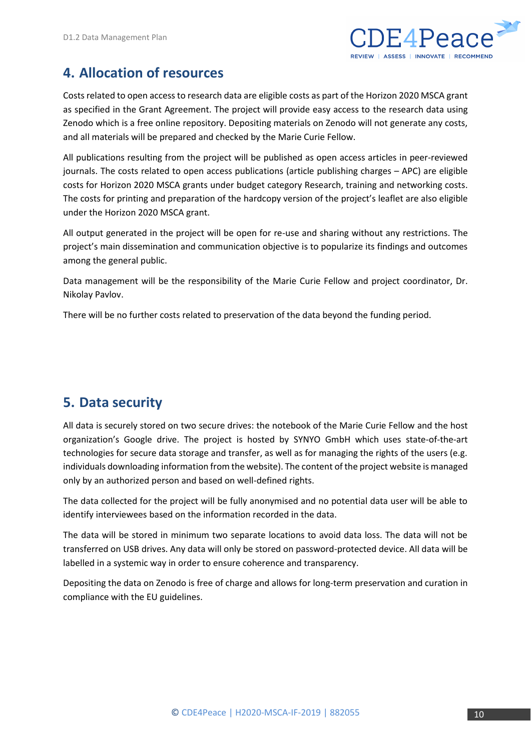## 4. Allocation of resources

Costs related to open access to research data are eligible costs as part of the Horizon 2020 MSCA grant as specified in the Grant Agreement. The project will provide easy access to the research data using Zenodo which is a free online repository. Depositing materials on Zenodo will not generate any costs, and all materials will be prepared and checked by the Marie Curie Fellow.

All publications resulting from the project will be published as open access articles in peer-reviewed journals. The costs related to open access publications (article publishing charges – APC) are eligible costs for Horizon 2020 MSCA grants under budget category Research, training and networking costs. The costs for printing and preparation of the hardcopy version of the project's leaflet are also eligible under the Horizon 2020 MSCA grant.

All output generated in the project will be open for re-use and sharing without any restrictions. The project's main dissemination and communication objective is to popularize its findings and outcomes among the general public.

Data management will be the responsibility of the Marie Curie Fellow and project coordinator, Dr. Nikolay Pavlov.

There will be no further costs related to preservation of the data beyond the funding period.

## 5. Data security

All data is securely stored on two secure drives: the notebook of the Marie Curie Fellow and the host organization's Google drive. The project is hosted by SYNYO GmbH which uses state-of-the-art technologies for secure data storage and transfer, as well as for managing the rights of the users (e.g. individuals downloading information from the website). The content of the project website is managed only by an authorized person and based on well-defined rights.

The data collected for the project will be fully anonymised and no potential data user will be able to identify interviewees based on the information recorded in the data.

The data will be stored in minimum two separate locations to avoid data loss. The data will not be transferred on USB drives. Any data will only be stored on password-protected device. All data will be labelled in a systemic way in order to ensure coherence and transparency.

Depositing the data on Zenodo is free of charge and allows for long-term preservation and curation in compliance with the EU guidelines.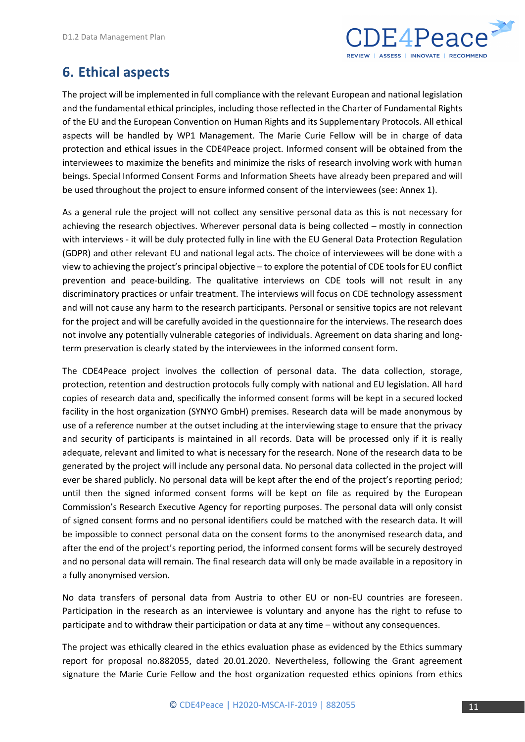# 6. Ethical aspects

The project will be implemented in full compliance with the relevant European and national legislation and the fundamental ethical principles, including those reflected in the Charter of Fundamental Rights of the EU and the European Convention on Human Rights and its Supplementary Protocols. All ethical aspects will be handled by WP1 Management. The Marie Curie Fellow will be in charge of data protection and ethical issues in the CDE4Peace project. Informed consent will be obtained from the interviewees to maximize the benefits and minimize the risks of research involving work with human beings. Special Informed Consent Forms and Information Sheets have already been prepared and will be used throughout the project to ensure informed consent of the interviewees (see: Annex 1).

As a general rule the project will not collect any sensitive personal data as this is not necessary for achieving the research objectives. Wherever personal data is being collected – mostly in connection with interviews - it will be duly protected fully in line with the EU General Data Protection Regulation (GDPR) and other relevant EU and national legal acts. The choice of interviewees will be done with a view to achieving the project's principal objective – to explore the potential of CDE tools for EU conflict prevention and peace-building. The qualitative interviews on CDE tools will not result in any discriminatory practices or unfair treatment. The interviews will focus on CDE technology assessment and will not cause any harm to the research participants. Personal or sensitive topics are not relevant for the project and will be carefully avoided in the questionnaire for the interviews. The research does not involve any potentially vulnerable categories of individuals. Agreement on data sharing and long-term preservation is clearly stated by the interviewees in the informed consent form.

The CDE4Peace project involves the collection of personal data. The data collection, storage, protection, retention and destruction protocols fully comply with national and EU legislation. All hard copies of research data and, specifically the informed consent forms will be kept in a secured locked facility in the host organization (SYNYO GmbH) premises. Research data will be made anonymous by use of a reference number at the outset including at the interviewing stage to ensure that the privacy and security of participants is maintained in all records. Data will be processed only if it is really adequate, relevant and limited to what is necessary for the research. None of the research data to be generated by the project will include any personal data. No personal data collected in the project will ever be shared publicly. No personal data will be kept after the end of the project's reporting period; until then the signed informed consent forms will be kept on file as required by the European Commission's Research Executive Agency for reporting purposes. The personal data will only consist of signed consent forms and no personal identifiers could be matched with the research data. It will be impossible to connect personal data on the consent forms to the anonymised research data, and after the end of the project's reporting period, the informed consent forms will be securely destroyed and no personal data will remain. The final research data will only be made available in a repository in a fully anonymised version.

No data transfers of personal data from Austria to other EU or non-EU countries are foreseen. Participation in the research as an interviewee is voluntary and anyone has the right to refuse to participate and to withdraw their participation or data at any time – without any consequences.

The project was ethically cleared in the ethics evaluation phase as evidenced by the Ethics summary report for proposal no.882055, dated 20.01.2020. Nevertheless, following the Grant agreement signature the Marie Curie Fellow and the host organization requested ethics opinions from ethics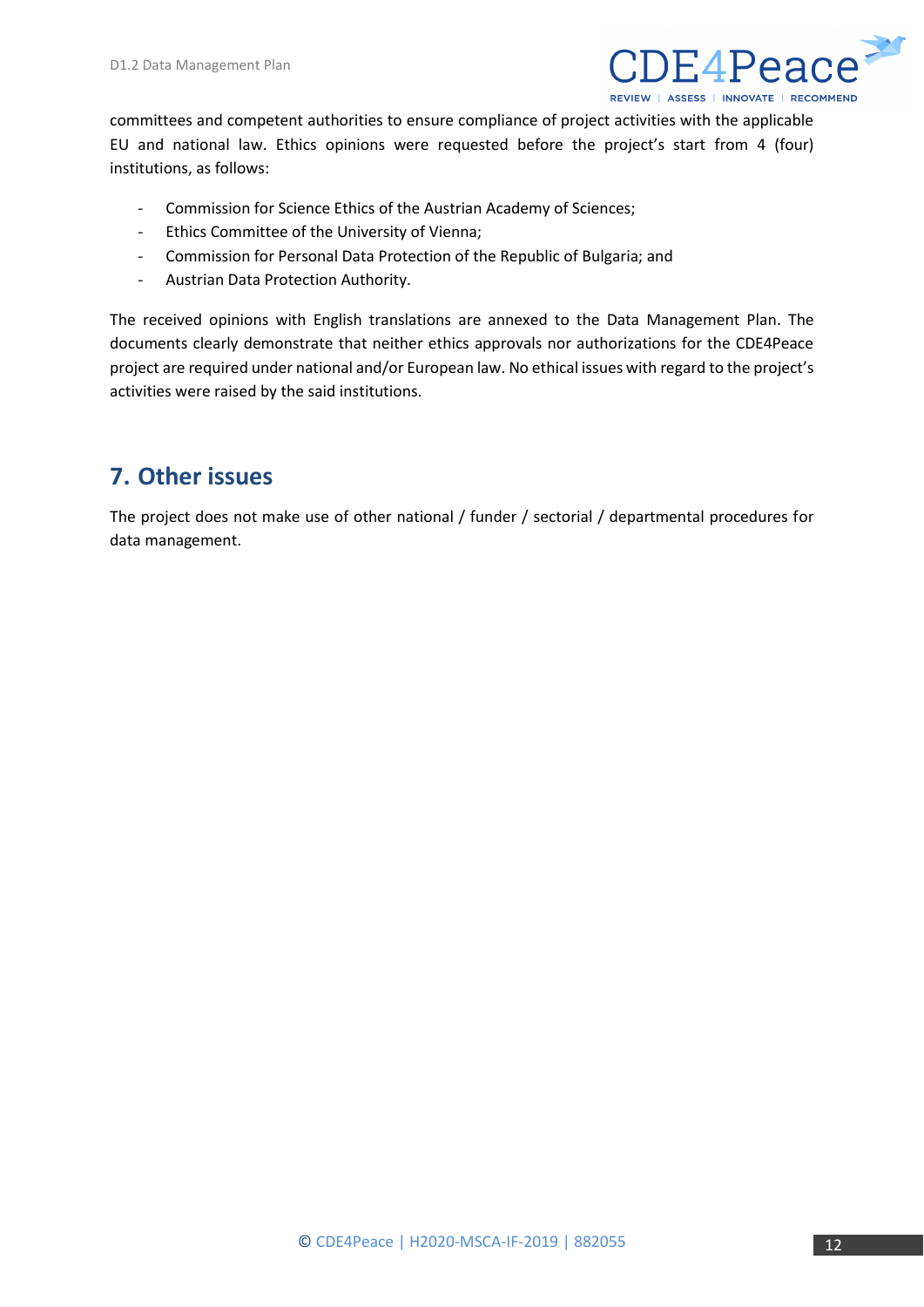committees and competent authorities to ensure compliance of project activities with the applicable EU and national law. Ethics opinions were requested before the project's start from 4 (four) institutions, as follows:

- Commission for Science Ethics of the Austrian Academy of Sciences;
- Ethics Committee of the University of Vienna;
- Commission for Personal Data Protection of the Republic of Bulgaria; and
- Austrian Data Protection Authority.

The received opinions with English translations are annexed to the Data Management Plan. The documents clearly demonstrate that neither ethics approvals nor authorizations for the CDE4Peace project are required under national and/or European law. No ethical issues with regard to the project's activities were raised by the said institutions.

## 7. Other issues

The project does not make use of other national / funder / sectorial / departmental procedures for data management.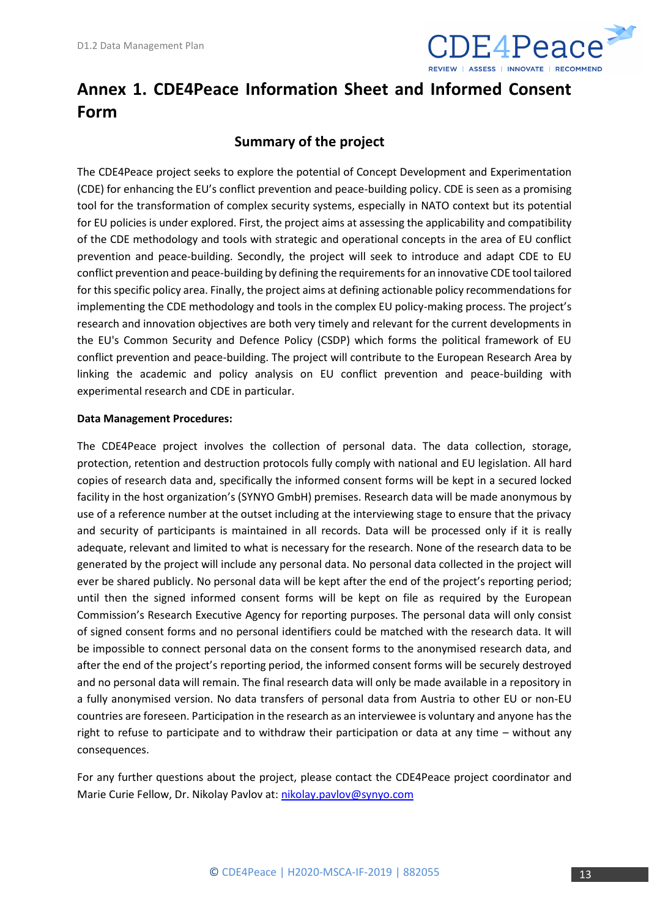# Annex 1. CDE4Peace Information Sheet and Informed Consent Form

## Summary of the project

The CDE4Peace project seeks to explore the potential of Concept Development and Experimentation (CDE) for enhancing the EU's conflict prevention and peace-building policy. CDE is seen as a promising tool for the transformation of complex security systems, especially in NATO context but its potential for EU policies is under explored. First, the project aims at assessing the applicability and compatibility of the CDE methodology and tools with strategic and operational concepts in the area of EU conflict prevention and peace-building. Secondly, the project will seek to introduce and adapt CDE to EU conflict prevention and peace-building by defining the requirements for an innovative CDE tool tailored for this specific policy area. Finally, the project aims at defining actionable policy recommendations for implementing the CDE methodology and tools in the complex EU policy-making process. The project's research and innovation objectives are both very timely and relevant for the current developments in the EU's Common Security and Defence Policy (CSDP) which forms the political framework of EU conflict prevention and peace-building. The project will contribute to the European Research Area by linking the academic and policy analysis on EU conflict prevention and peace-building with experimental research and CDE in particular.

**Data Management Procedures:**

The CDE4Peace project involves the collection of personal data. The data collection, storage, protection, retention and destruction protocols fully comply with national and EU legislation. All hard copies of research data and, specifically the informed consent forms will be kept in a secured locked facility in the host organization's (SYNYO GmbH) premises. Research data will be made anonymous by use of a reference number at the outset including at the interviewing stage to ensure that the privacy and security of participants is maintained in all records. Data will be processed only if it is really adequate, relevant and limited to what is necessary for the research. None of the research data to be generated by the project will include any personal data. No personal data collected in the project will ever be shared publicly. No personal data will be kept after the end of the project's reporting period; until then the signed informed consent forms will be kept on file as required by the European Commission's Research Executive Agency for reporting purposes. The personal data will only consist of signed consent forms and no personal identifiers could be matched with the research data. It will be impossible to connect personal data on the consent forms to the anonymised research data, and after the end of the project's reporting period, the informed consent forms will be securely destroyed and no personal data will remain. The final research data will only be made available in a repository in a fully anonymised version. No data transfers of personal data from Austria to other EU or non-EU countries are foreseen. Participation in the research as an interviewee is voluntary and anyone has the right to refuse to participate and to withdraw their participation or data at any time – without any consequences.

For any further questions about the project, please contact the CDE4Peace project coordinator and Marie Curie Fellow, Dr. Nikolay Pavlov at: nikolay.pavlov@synyo.com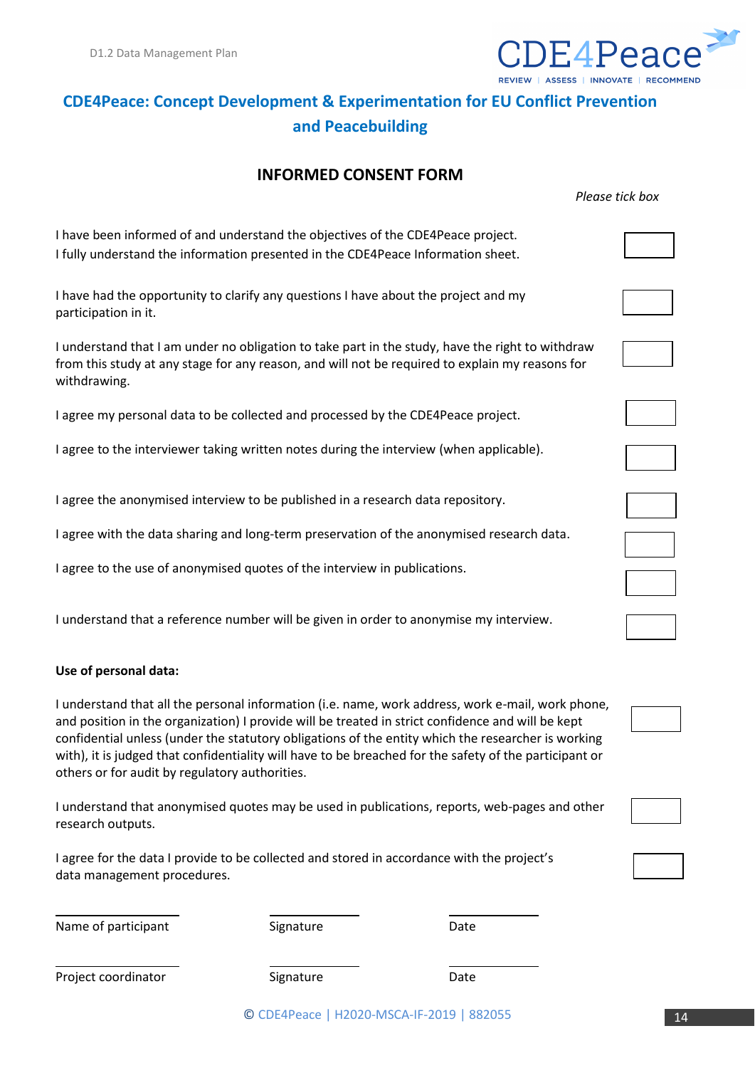# CDE4Peace: Concept Development & Experimentation for EU Conflict Prevention and Peacebuilding

## INFORMED CONSENT FORM

*Please tick box*

| | |
|---|---|
| I have been informed of and understand the objectives of the CDE4Peace project. I fully understand the information presented in the CDE4Peace Information sheet. | ☐ |
| I have had the opportunity to clarify any questions I have about the project and my participation in it. | ☐ |
| I understand that I am under no obligation to take part in the study, have the right to withdraw from this study at any stage for any reason, and will not be required to explain my reasons for withdrawing. | ☐ |
| I agree my personal data to be collected and processed by the CDE4Peace project. | ☐ |
| I agree to the interviewer taking written notes during the interview (when applicable). | ☐ |
| I agree the anonymised interview to be published in a research data repository. | ☐ |
| I agree with the data sharing and long-term preservation of the anonymised research data. | ☐ |
| I agree to the use of anonymised quotes of the interview in publications. | ☐ |
| I understand that a reference number will be given in order to anonymise my interview. | ☐ |

**Use of personal data:**

| | |
|---|---|
| I understand that all the personal information (i.e. name, work address, work e-mail, work phone, and position in the organization) I provide will be treated in strict confidence and will be kept confidential unless (under the statutory obligations of the entity which the researcher is working with), it is judged that confidentiality will have to be breached for the safety of the participant or others or for audit by regulatory authorities. | ☐ |
| I understand that anonymised quotes may be used in publications, reports, web-pages and other research outputs. | ☐ |
| I agree for the data I provide to be collected and stored in accordance with the project's data management procedures. | ☐ |

| | | |
|---|---|---|
| Name of participant | Signature | Date |
| Project coordinator | Signature | Date |

© CDE4Peace | H2020-MSCA-IF-2019 | 882055